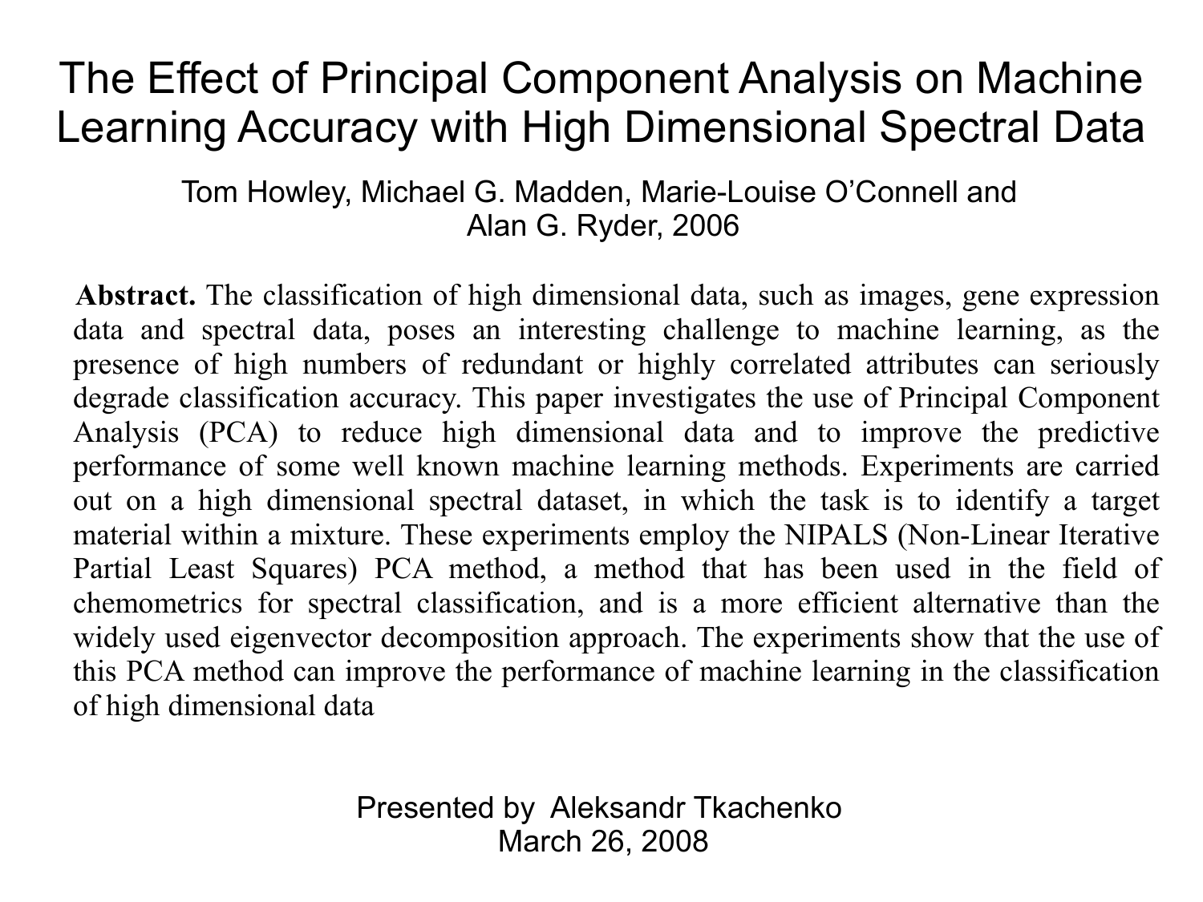# The Effect of Principal Component Analysis on Machine Learning Accuracy with High Dimensional Spectral Data

Tom Howley, Michael G. Madden, Marie-Louise O'Connell and Alan G. Ryder, 2006

**Abstract.** The classification of high dimensional data, such as images, gene expression data and spectral data, poses an interesting challenge to machine learning, as the presence of high numbers of redundant or highly correlated attributes can seriously degrade classification accuracy. This paper investigates the use of Principal Component Analysis (PCA) to reduce high dimensional data and to improve the predictive performance of some well known machine learning methods. Experiments are carried out on a high dimensional spectral dataset, in which the task is to identify a target material within a mixture. These experiments employ the NIPALS (Non-Linear Iterative Partial Least Squares) PCA method, a method that has been used in the field of chemometrics for spectral classification, and is a more efficient alternative than the widely used eigenvector decomposition approach. The experiments show that the use of this PCA method can improve the performance of machine learning in the classification of high dimensional data

Presented by Aleksandr Tkachenko
March 26, 2008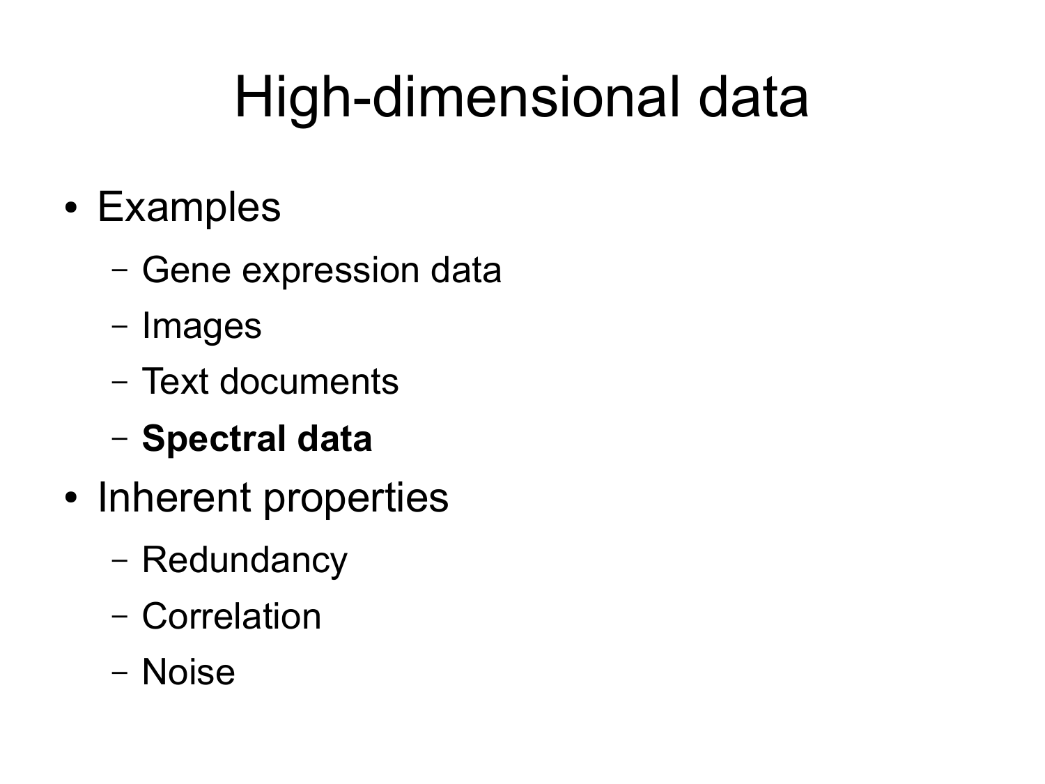# High-dimensional data

- Examples
  - Gene expression data
  - Images
  - Text documents
  - **Spectral data**
- Inherent properties
  - Redundancy
  - Correlation
  - Noise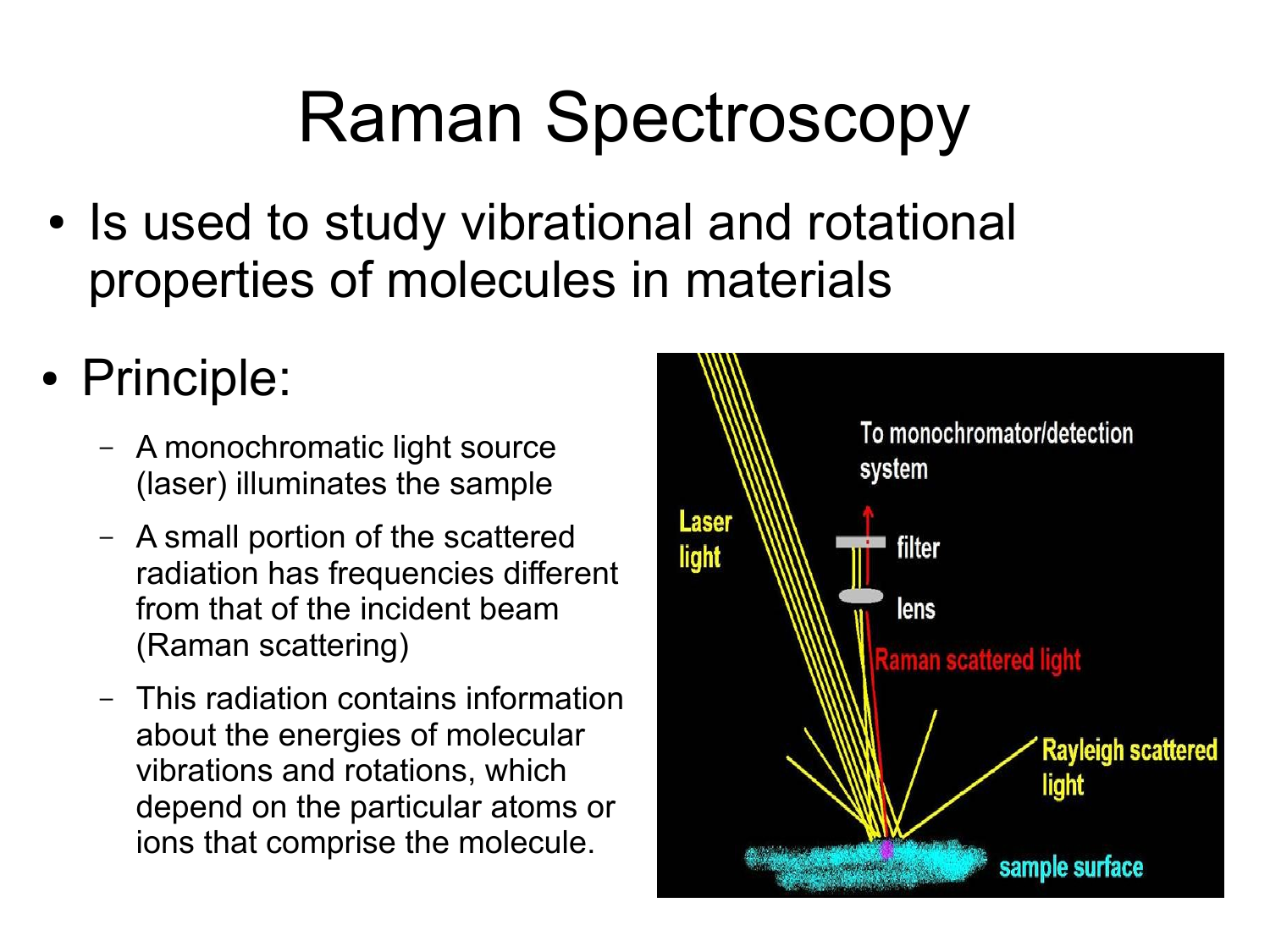# Raman Spectroscopy

- Is used to study vibrational and rotational properties of molecules in materials

- Principle:
  - A monochromatic light source (laser) illuminates the sample
  - A small portion of the scattered radiation has frequencies different from that of the incident beam (Raman scattering)
  - This radiation contains information about the energies of molecular vibrations and rotations, which depend on the particular atoms or ions that comprise the molecule.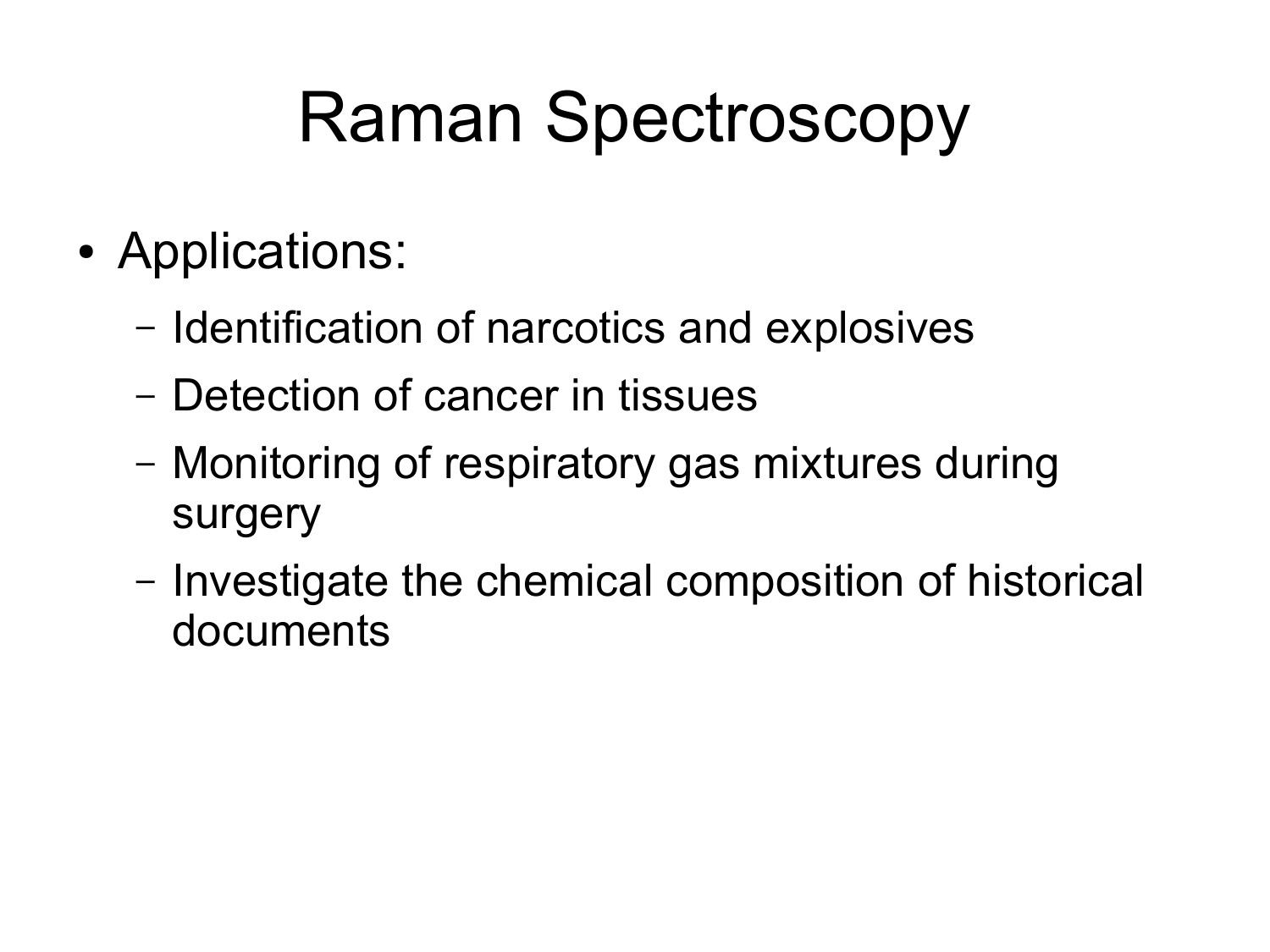# Raman Spectroscopy

- Applications:
  - Identification of narcotics and explosives
  - Detection of cancer in tissues
  - Monitoring of respiratory gas mixtures during surgery
  - Investigate the chemical composition of historical documents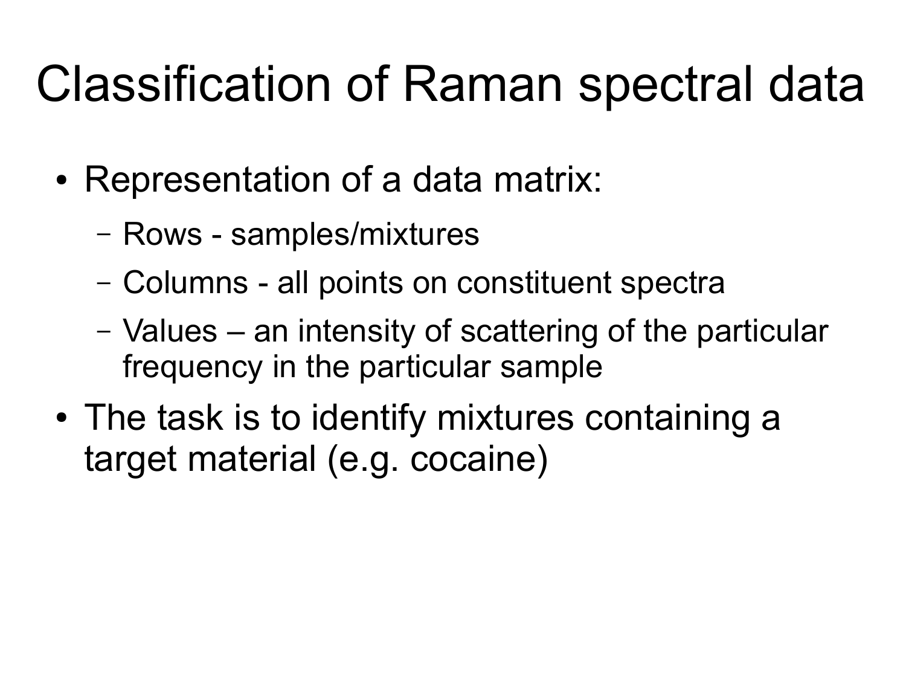# Classification of Raman spectral data

- Representation of a data matrix:
  - Rows - samples/mixtures
  - Columns - all points on constituent spectra
  - Values – an intensity of scattering of the particular frequency in the particular sample
- The task is to identify mixtures containing a target material (e.g. cocaine)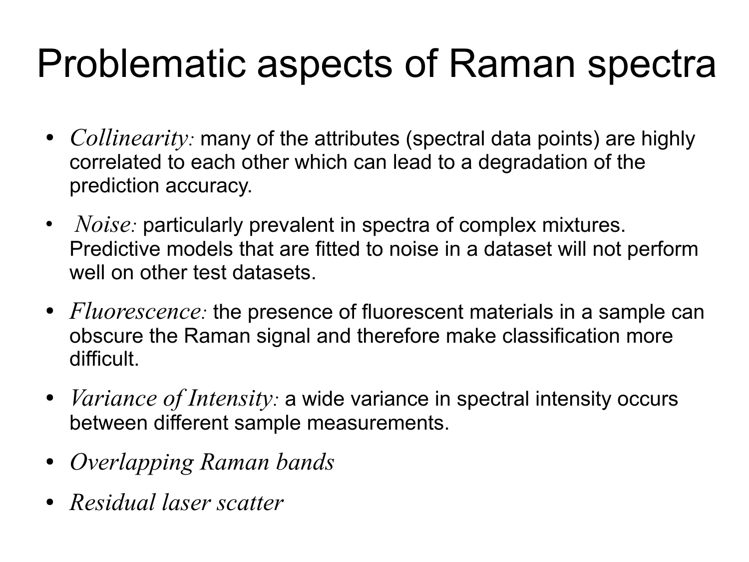# Problematic aspects of Raman spectra

- *Collinearity:* many of the attributes (spectral data points) are highly correlated to each other which can lead to a degradation of the prediction accuracy.
- *Noise:* particularly prevalent in spectra of complex mixtures. Predictive models that are fitted to noise in a dataset will not perform well on other test datasets.
- *Fluorescence:* the presence of fluorescent materials in a sample can obscure the Raman signal and therefore make classification more difficult.
- *Variance of Intensity:* a wide variance in spectral intensity occurs between different sample measurements.
- *Overlapping Raman bands*
- *Residual laser scatter*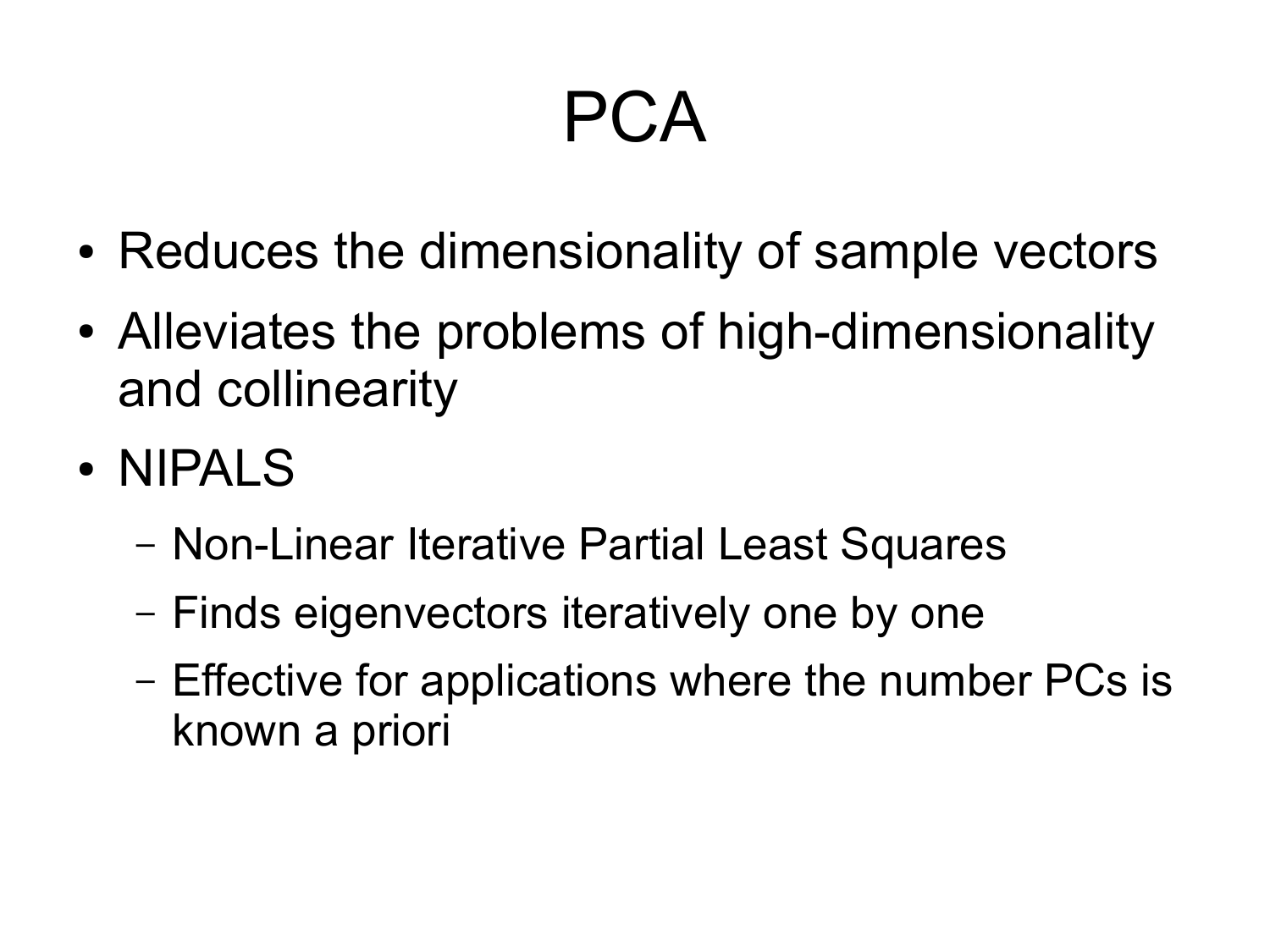# PCA

- Reduces the dimensionality of sample vectors
- Alleviates the problems of high-dimensionality and collinearity
- NIPALS
  - Non-Linear Iterative Partial Least Squares
  - Finds eigenvectors iteratively one by one
  - Effective for applications where the number PCs is known a priori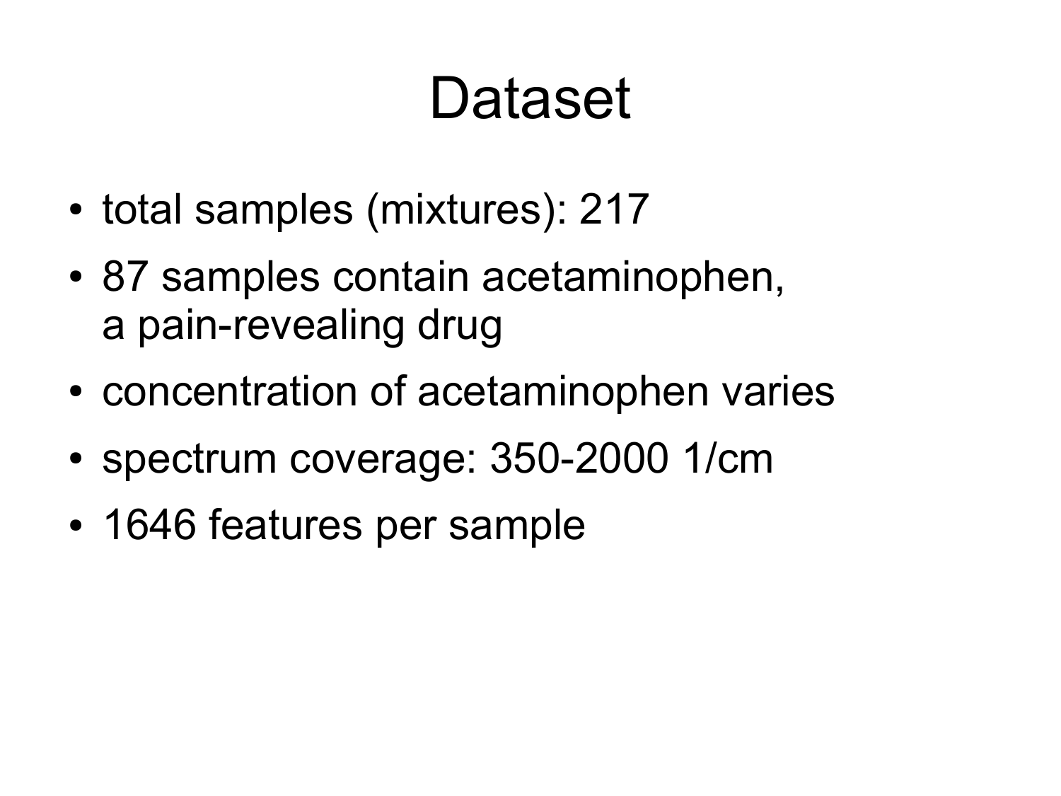# Dataset

- total samples (mixtures): 217
- 87 samples contain acetaminophen, a pain-revealing drug
- concentration of acetaminophen varies
- spectrum coverage: 350-2000 1/cm
- 1646 features per sample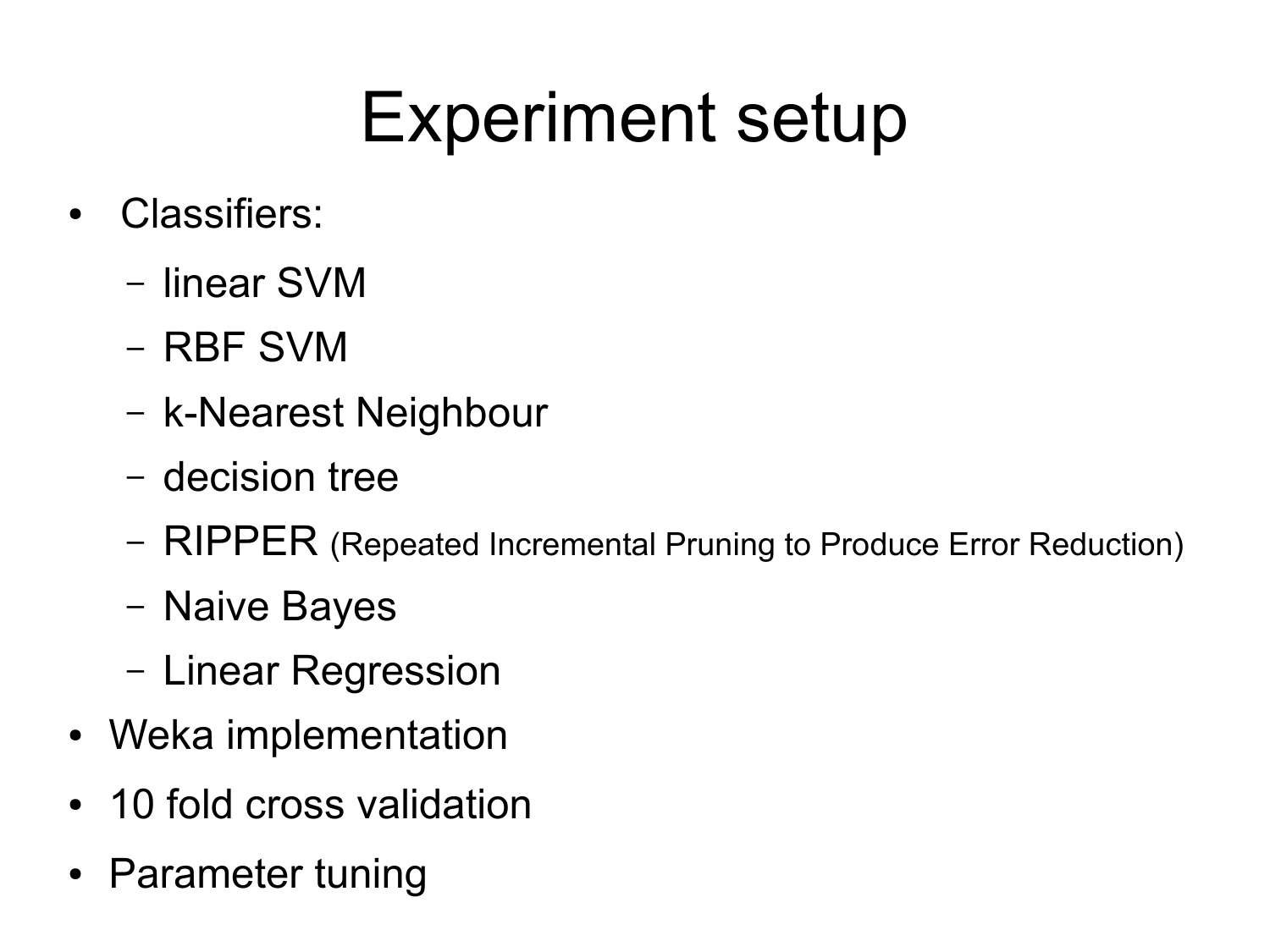# Experiment setup

- Classifiers:
  - linear SVM
  - RBF SVM
  - k-Nearest Neighbour
  - decision tree
  - RIPPER (Repeated Incremental Pruning to Produce Error Reduction)
  - Naive Bayes
  - Linear Regression
- Weka implementation
- 10 fold cross validation
- Parameter tuning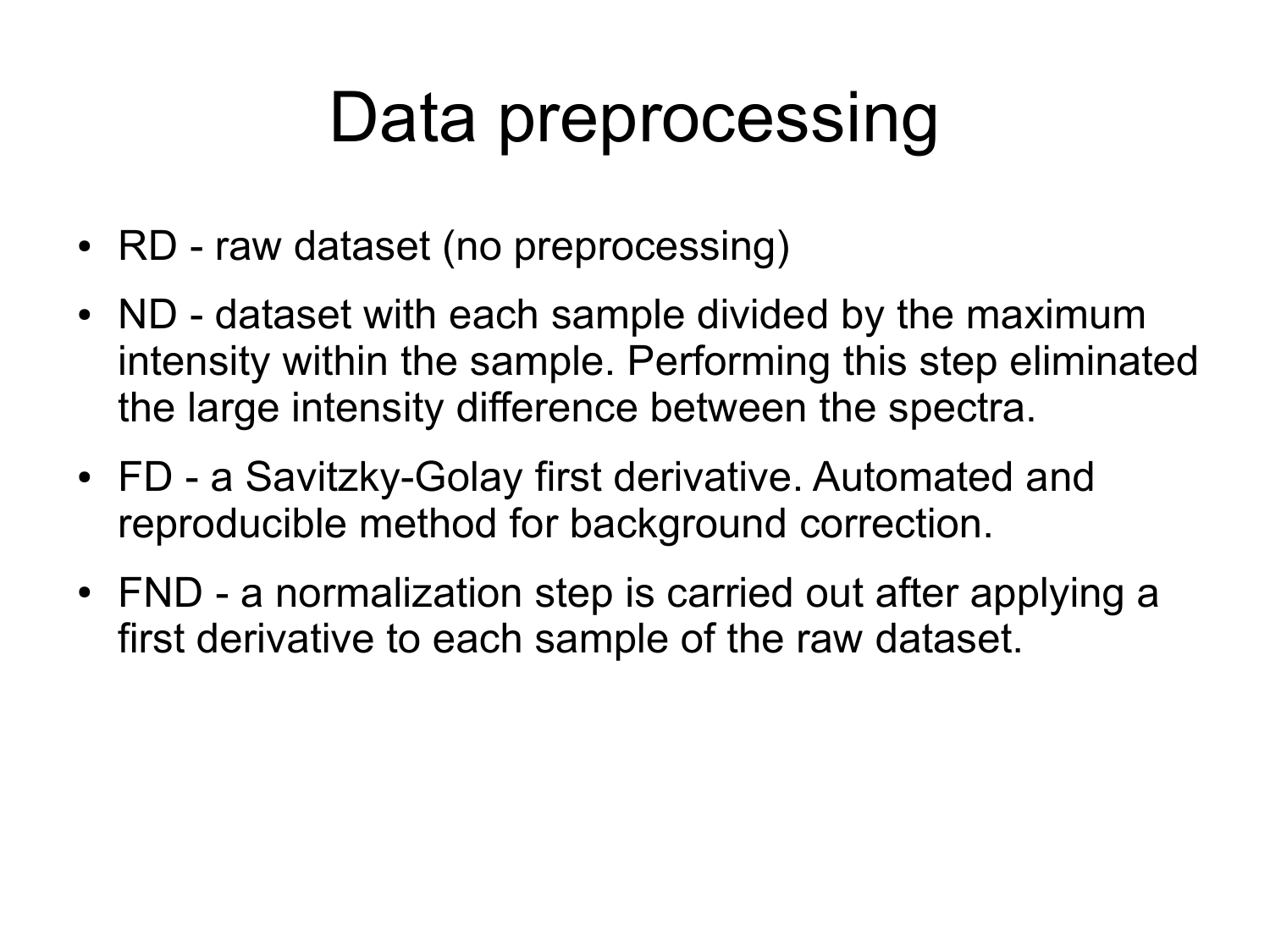# Data preprocessing

- RD - raw dataset (no preprocessing)
- ND - dataset with each sample divided by the maximum intensity within the sample. Performing this step eliminated the large intensity difference between the spectra.
- FD - a Savitzky-Golay first derivative. Automated and reproducible method for background correction.
- FND - a normalization step is carried out after applying a first derivative to each sample of the raw dataset.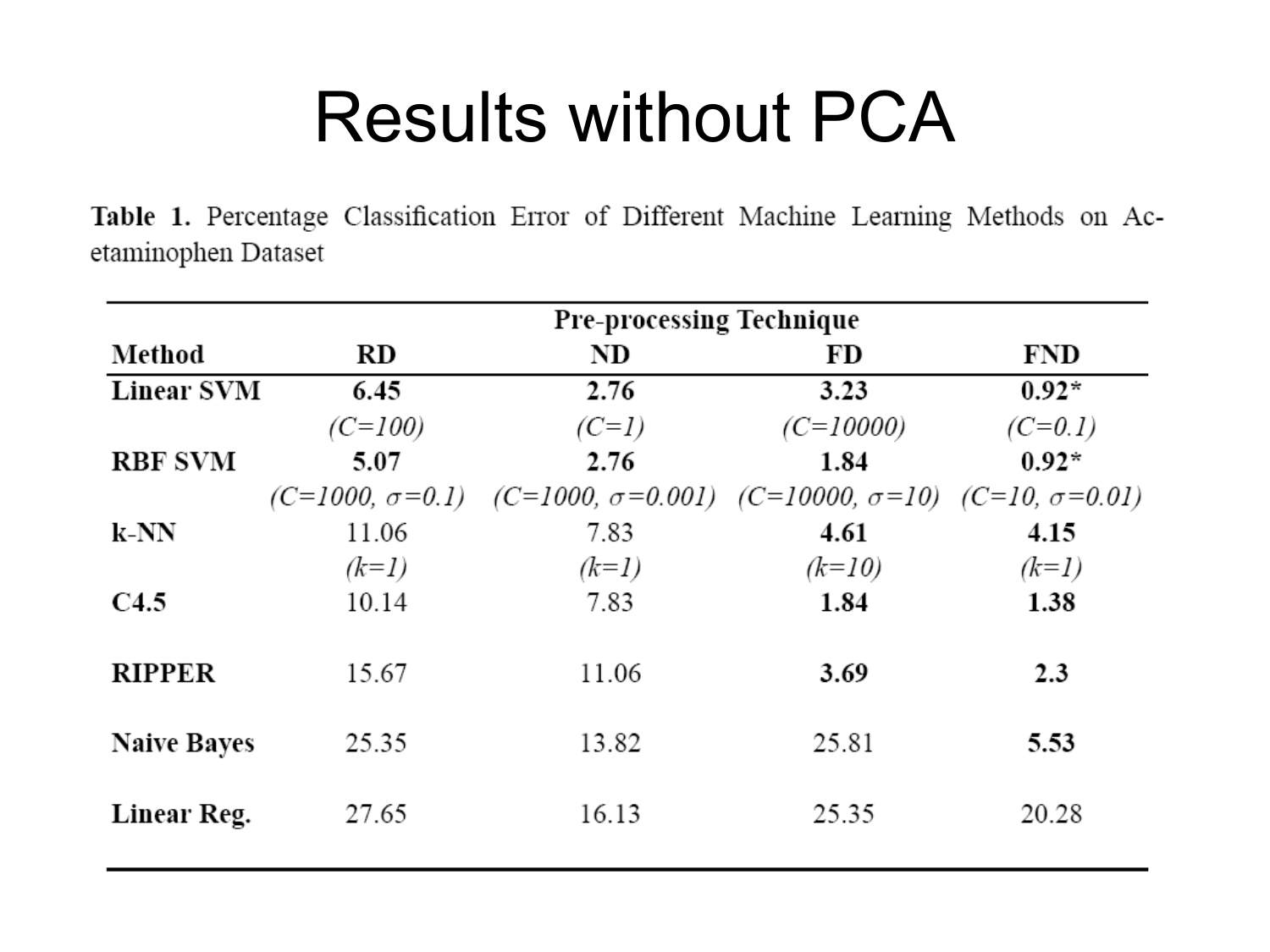# Results without PCA

**Table 1.** Percentage Classification Error of Different Machine Learning Methods on Acetaminophen Dataset

| Method | Pre-processing Technique RD | ND | FD | FND |
|---|---|---|---|---|
| **Linear SVM** | **6.45** | **2.76** | **3.23** | **0.92*** |
| | *(C=100)* | *(C=1)* | *(C=10000)* | *(C=0.1)* |
| **RBF SVM** | **5.07** | **2.76** | **1.84** | **0.92*** |
| | *(C=1000, $\sigma$=0.1)* | *(C=1000, $\sigma$=0.001)* | *(C=10000, $\sigma$=10)* | *(C=10, $\sigma$=0.01)* |
| **k-NN** | 11.06 | 7.83 | **4.61** | **4.15** |
| | *(k=1)* | *(k=1)* | *(k=10)* | *(k=1)* |
| **C4.5** | 10.14 | 7.83 | **1.84** | **1.38** |
| **RIPPER** | 15.67 | 11.06 | **3.69** | **2.3** |
| **Naive Bayes** | 25.35 | 13.82 | 25.81 | **5.53** |
| **Linear Reg.** | 27.65 | 16.13 | 25.35 | 20.28 |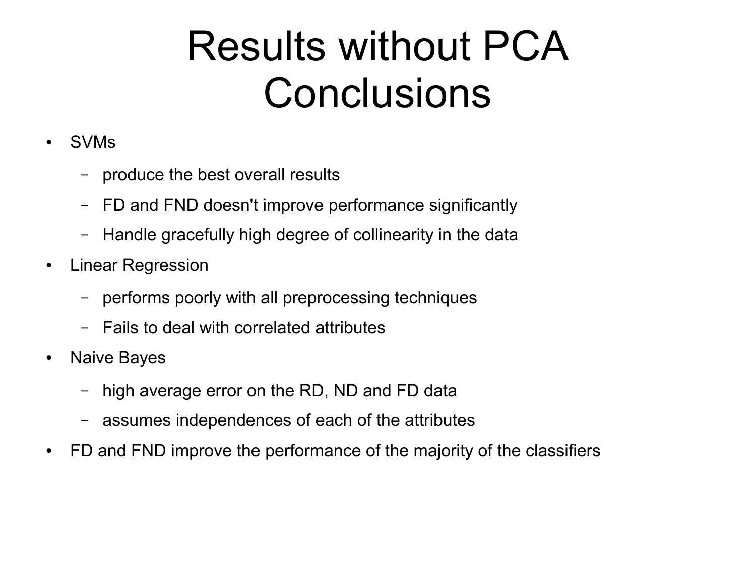# Results without PCA Conclusions

- SVMs
  - produce the best overall results
  - FD and FND doesn't improve performance significantly
  - Handle gracefully high degree of collinearity in the data
- Linear Regression
  - performs poorly with all preprocessing techniques
  - Fails to deal with correlated attributes
- Naive Bayes
  - high average error on the RD, ND and FD data
  - assumes independences of each of the attributes
- FD and FND improve the performance of the majority of the classifiers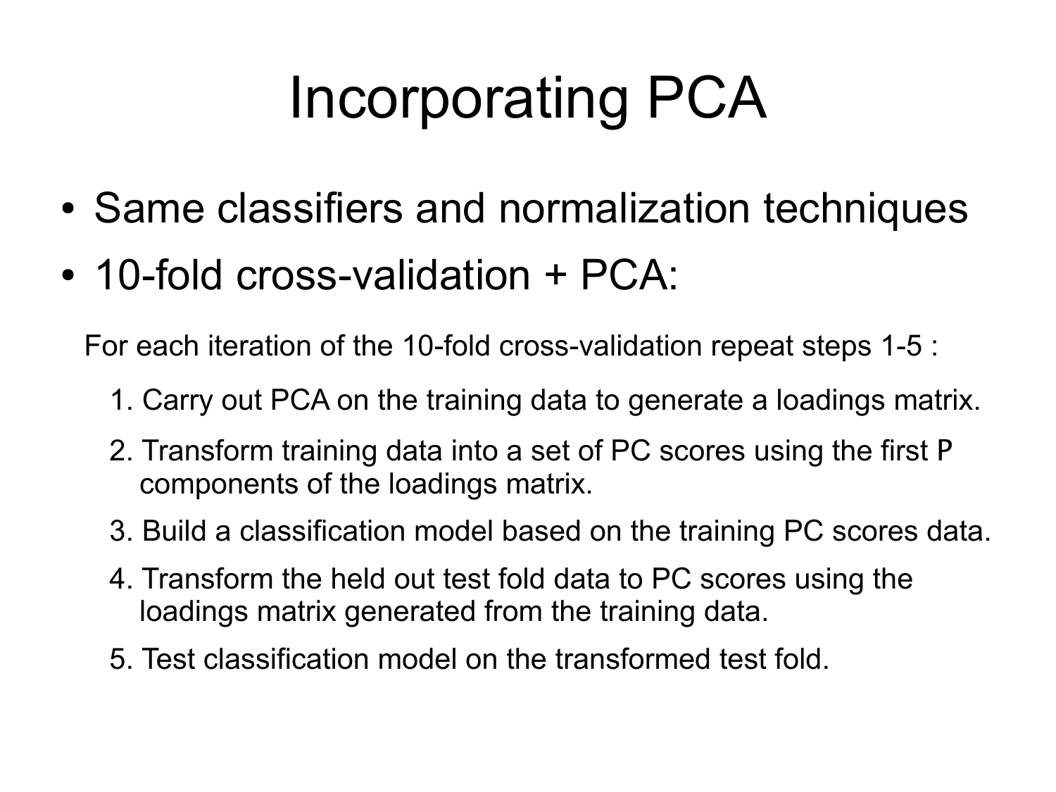# Incorporating PCA

- Same classifiers and normalization techniques
- 10-fold cross-validation + PCA:

For each iteration of the 10-fold cross-validation repeat steps 1-5 :

1. Carry out PCA on the training data to generate a loadings matrix.
2. Transform training data into a set of PC scores using the first P components of the loadings matrix.
3. Build a classification model based on the training PC scores data.
4. Transform the held out test fold data to PC scores using the loadings matrix generated from the training data.
5. Test classification model on the transformed test fold.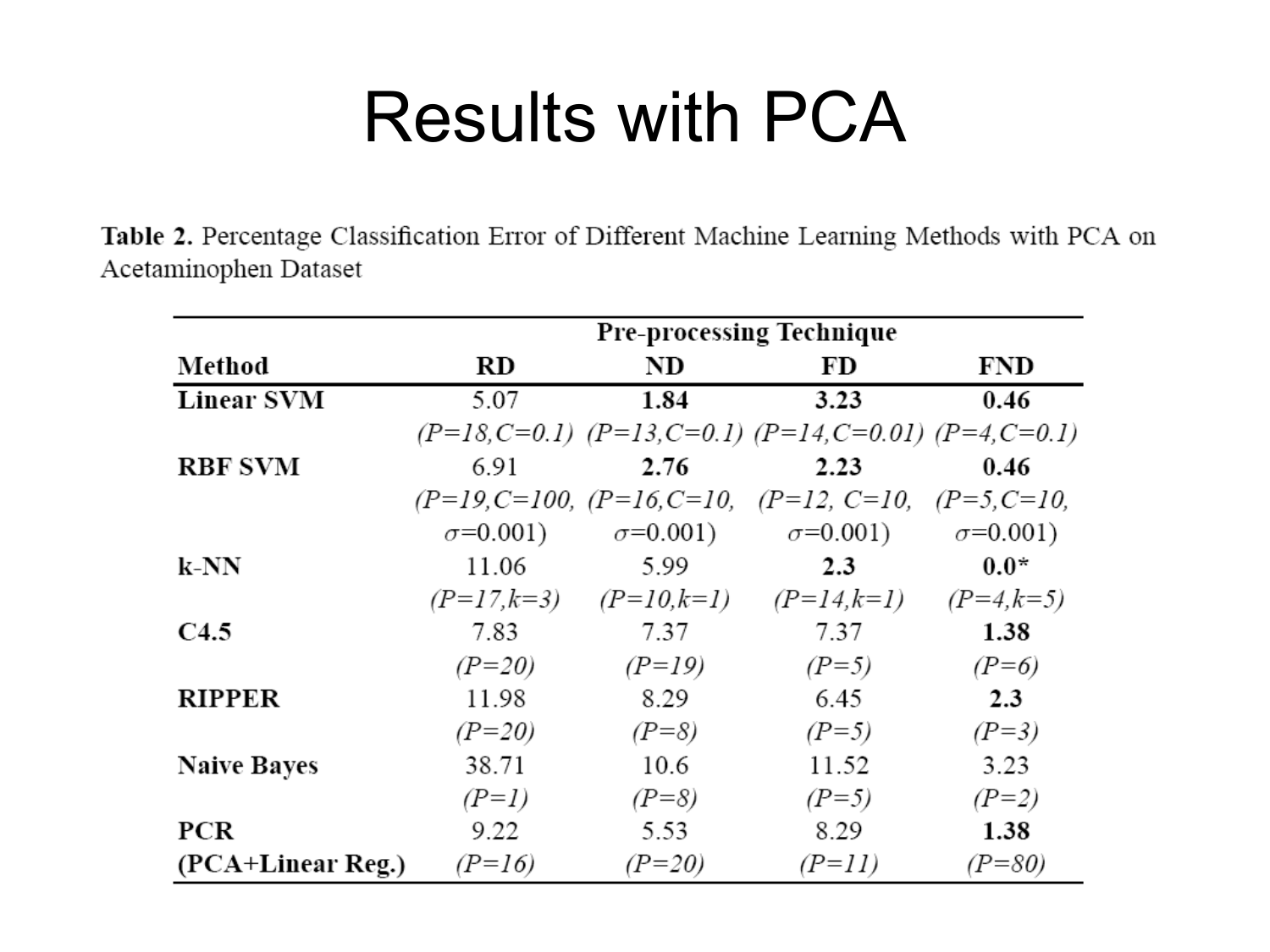# Results with PCA

**Table 2.** Percentage Classification Error of Different Machine Learning Methods with PCA on Acetaminophen Dataset

| | Pre-processing Technique | | | |
|---|---|---|---|---|
| **Method** | **RD** | **ND** | **FD** | **FND** |
| **Linear SVM** | 5.07 *(P=18,C=0.1)* | **1.84** *(P=13,C=0.1)* | **3.23** *(P=14,C=0.01)* | **0.46** *(P=4,C=0.1)* |
| **RBF SVM** | 6.91 *(P=19,C=100,* $\sigma$=0.001) | **2.76** *(P=16,C=10,* $\sigma$=0.001) | **2.23** *(P=12, C=10,* $\sigma$=0.001) | **0.46** *(P=5,C=10,* $\sigma$=0.001) |
| **k-NN** | 11.06 *(P=17,k=3)* | 5.99 *(P=10,k=1)* | **2.3** *(P=14,k=1)* | **0.0*** *(P=4,k=5)* |
| **C4.5** | 7.83 *(P=20)* | 7.37 *(P=19)* | 7.37 *(P=5)* | **1.38** *(P=6)* |
| **RIPPER** | 11.98 *(P=20)* | 8.29 *(P=8)* | 6.45 *(P=5)* | **2.3** *(P=3)* |
| **Naive Bayes** | 38.71 *(P=1)* | 10.6 *(P=8)* | 11.52 *(P=5)* | 3.23 *(P=2)* |
| **PCR (PCA+Linear Reg.)** | 9.22 *(P=16)* | 5.53 *(P=20)* | 8.29 *(P=11)* | **1.38** *(P=80)* |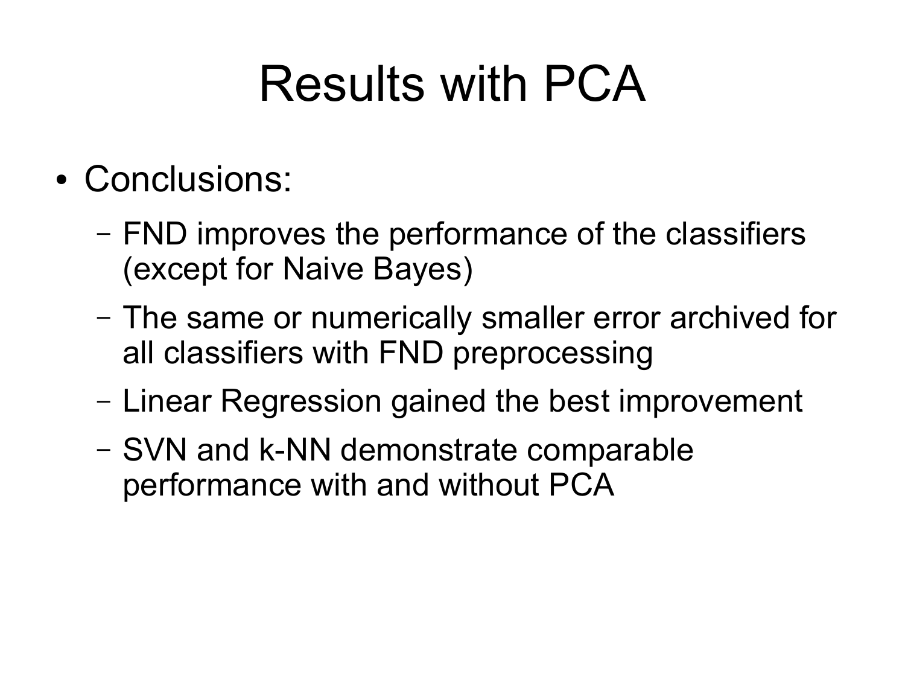# Results with PCA

- Conclusions:
  - FND improves the performance of the classifiers (except for Naive Bayes)
  - The same or numerically smaller error archived for all classifiers with FND preprocessing
  - Linear Regression gained the best improvement
  - SVN and k-NN demonstrate comparable performance with and without PCA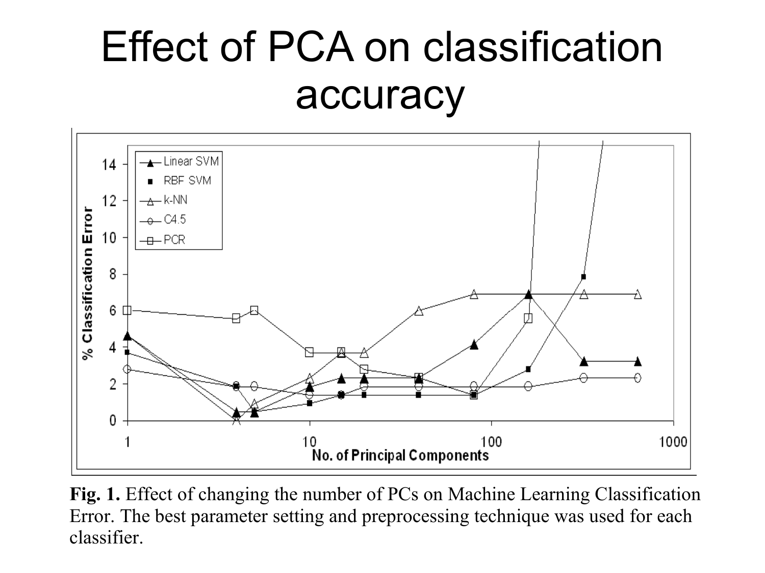# Effect of PCA on classification accuracy

**Fig. 1.** Effect of changing the number of PCs on Machine Learning Classification Error. The best parameter setting and preprocessing technique was used for each classifier.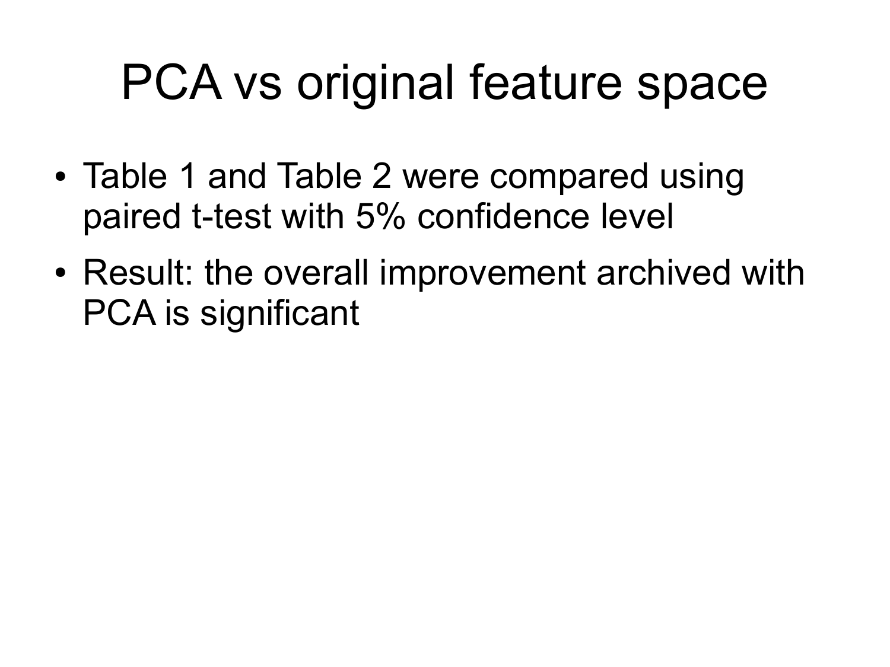# PCA vs original feature space

- Table 1 and Table 2 were compared using paired t-test with 5% confidence level
- Result: the overall improvement archived with PCA is significant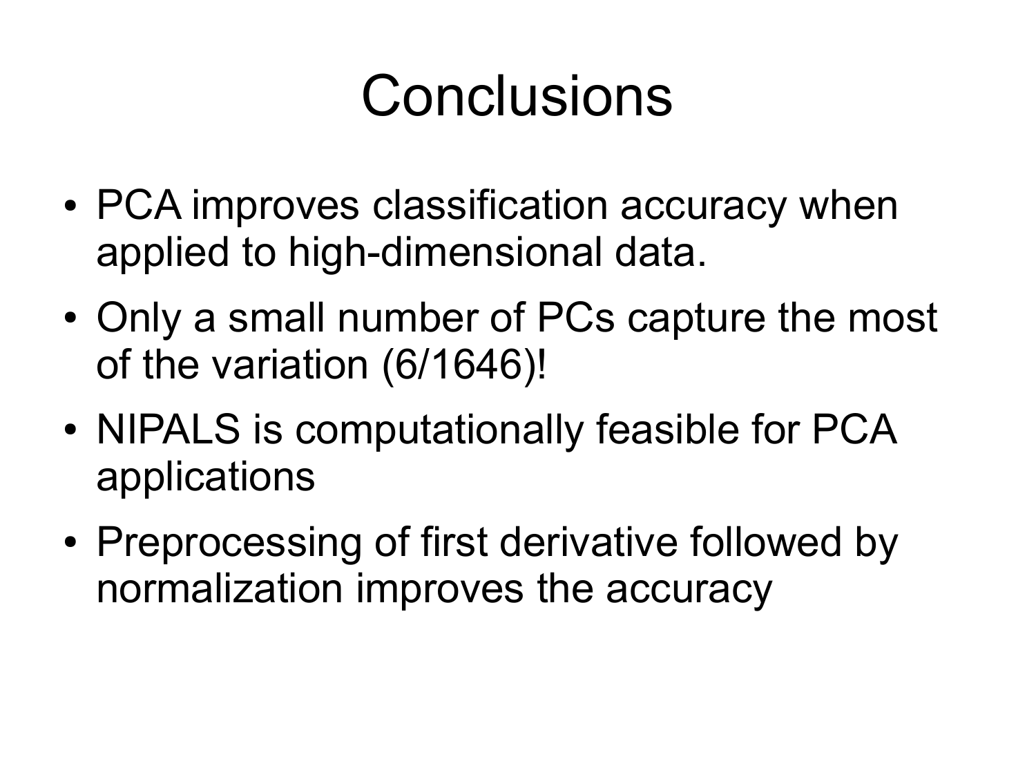# Conclusions

- PCA improves classification accuracy when applied to high-dimensional data.
- Only a small number of PCs capture the most of the variation (6/1646)!
- NIPALS is computationally feasible for PCA applications
- Preprocessing of first derivative followed by normalization improves the accuracy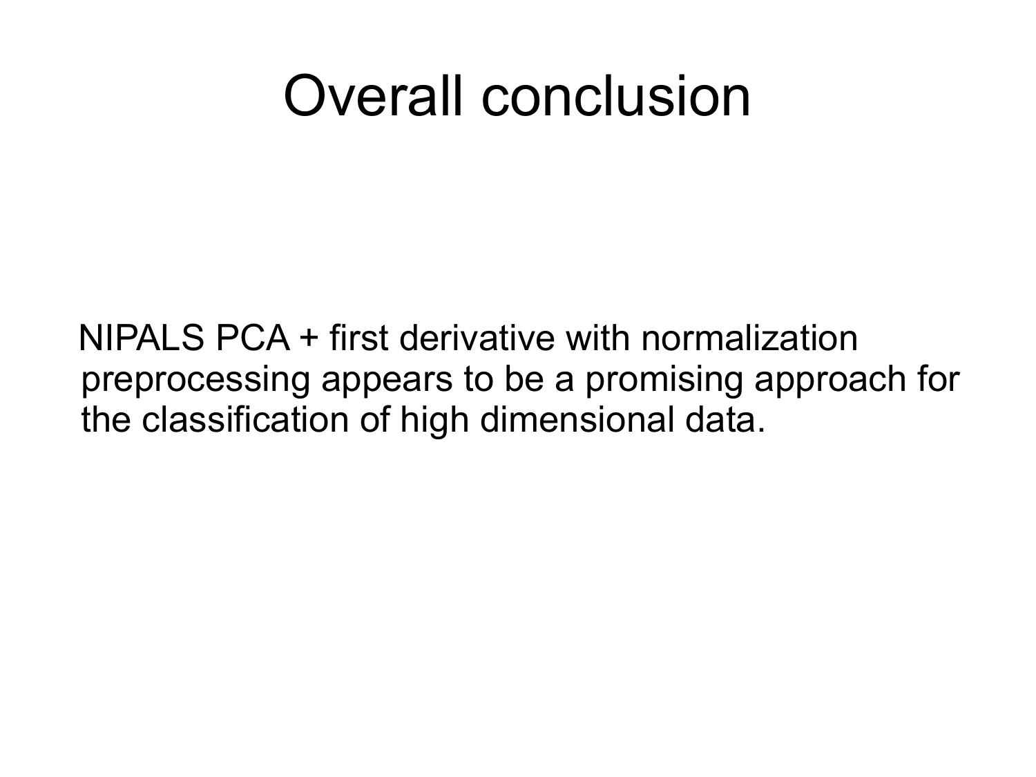# Overall conclusion

NIPALS PCA + first derivative with normalization preprocessing appears to be a promising approach for the classification of high dimensional data.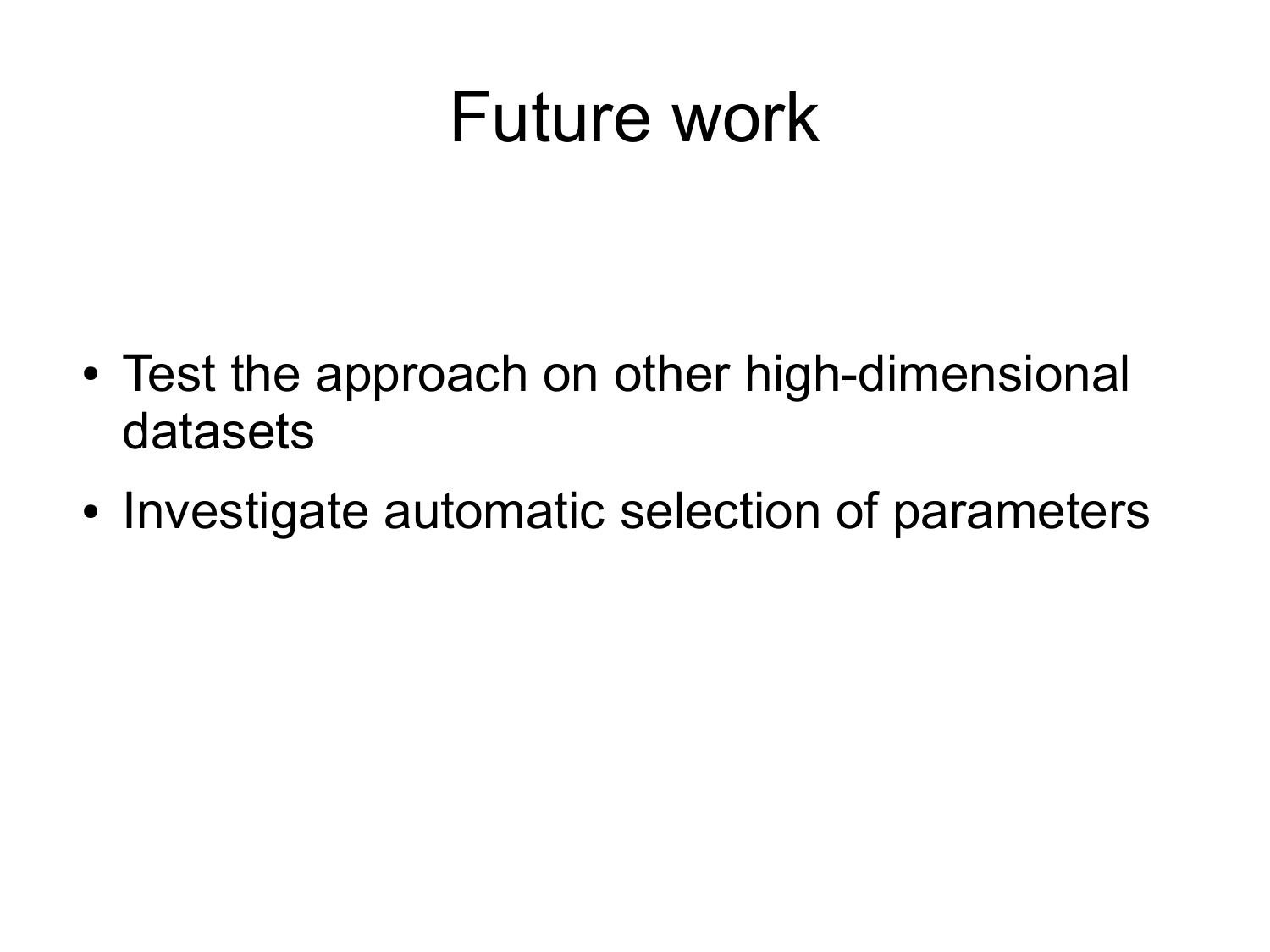# Future work

- Test the approach on other high-dimensional datasets
- Investigate automatic selection of parameters